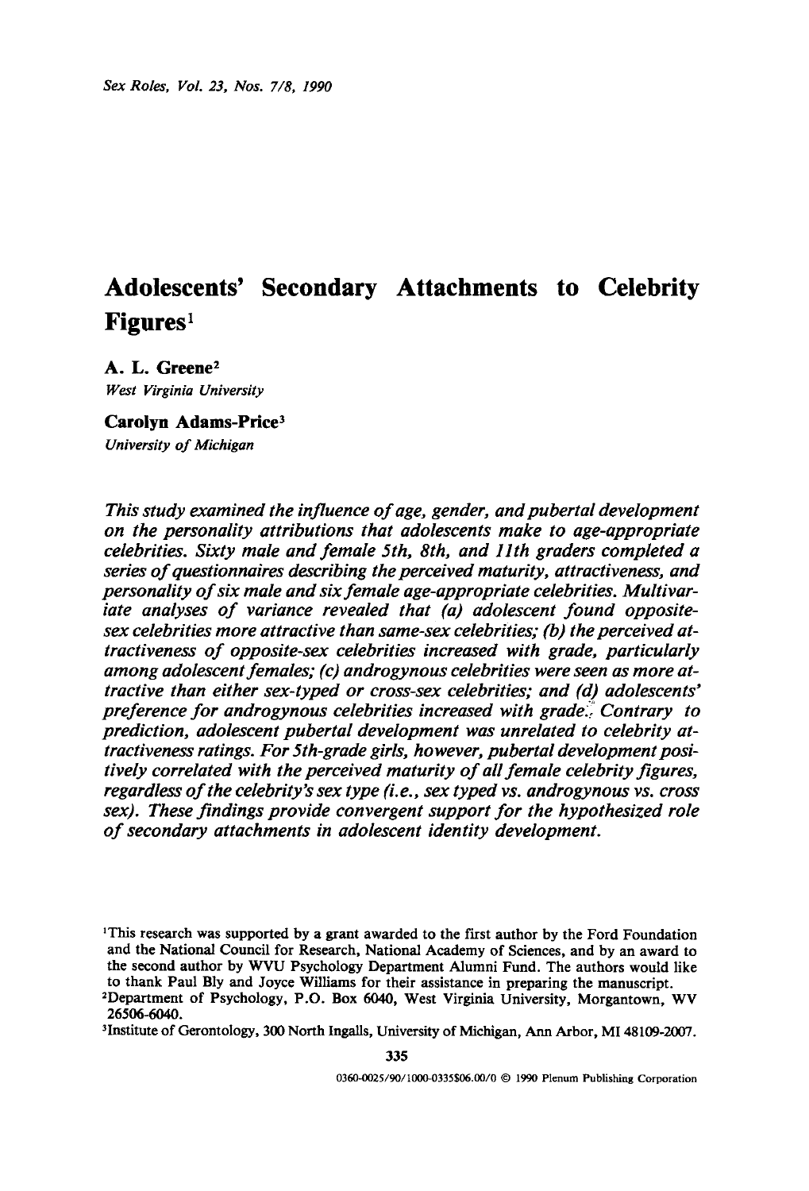# Adolescents' Secondary Attachments to Celebrity Figures[1]

**A. L. Greene**[2]
*West Virginia University*

**Carolyn Adams-Price**[3]
*University of Michigan*

*This study examined the influence of age, gender, and pubertal development on the personality attributions that adolescents make to age-appropriate celebrities. Sixty male and female 5th, 8th, and 11th graders completed a series of questionnaires describing the perceived maturity, attractiveness, and personality of six male and six female age-appropriate celebrities. Multivariate analyses of variance revealed that (a) adolescent found opposite-sex celebrities more attractive than same-sex celebrities; (b) the perceived attractiveness of opposite-sex celebrities increased with grade, particularly among adolescent females; (c) androgynous celebrities were seen as more attractive than either sex-typed or cross-sex celebrities; and (d) adolescents' preference for androgynous celebrities increased with grade. Contrary to prediction, adolescent pubertal development was unrelated to celebrity attractiveness ratings. For 5th-grade girls, however, pubertal development positively correlated with the perceived maturity of all female celebrity figures, regardless of the celebrity's sex type (i.e., sex typed vs. androgynous vs. cross sex). These findings provide convergent support for the hypothesized role of secondary attachments in adolescent identity development.*

[1]This research was supported by a grant awarded to the first author by the Ford Foundation and the National Council for Research, National Academy of Sciences, and by an award to the second author by WVU Psychology Department Alumni Fund. The authors would like to thank Paul Bly and Joyce Williams for their assistance in preparing the manuscript.

[2]Department of Psychology, P.O. Box 6040, West Virginia University, Morgantown, WV 26506-6040.

[3]Institute of Gerontology, 300 North Ingalls, University of Michigan, Ann Arbor, MI 48109-2007.

0360-0025/90/1000-0335$06.00/0 © 1990 Plenum Publishing Corporation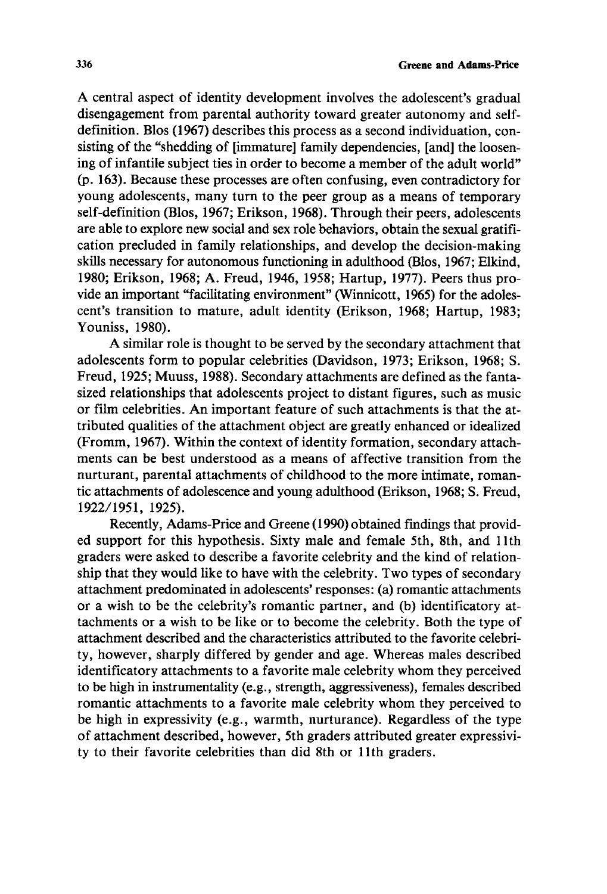A central aspect of identity development involves the adolescent's gradual disengagement from parental authority toward greater autonomy and self-definition. Blos (1967) describes this process as a second individuation, consisting of the "shedding of [immature] family dependencies, [and] the loosening of infantile subject ties in order to become a member of the adult world" (p. 163). Because these processes are often confusing, even contradictory for young adolescents, many turn to the peer group as a means of temporary self-definition (Blos, 1967; Erikson, 1968). Through their peers, adolescents are able to explore new social and sex role behaviors, obtain the sexual gratification precluded in family relationships, and develop the decision-making skills necessary for autonomous functioning in adulthood (Blos, 1967; Elkind, 1980; Erikson, 1968; A. Freud, 1946, 1958; Hartup, 1977). Peers thus provide an important "facilitating environment" (Winnicott, 1965) for the adolescent's transition to mature, adult identity (Erikson, 1968; Hartup, 1983; Youniss, 1980).

A similar role is thought to be served by the secondary attachment that adolescents form to popular celebrities (Davidson, 1973; Erikson, 1968; S. Freud, 1925; Muuss, 1988). Secondary attachments are defined as the fantasized relationships that adolescents project to distant figures, such as music or film celebrities. An important feature of such attachments is that the attributed qualities of the attachment object are greatly enhanced or idealized (Fromm, 1967). Within the context of identity formation, secondary attachments can be best understood as a means of affective transition from the nurturant, parental attachments of childhood to the more intimate, romantic attachments of adolescence and young adulthood (Erikson, 1968; S. Freud, 1922/1951, 1925).

Recently, Adams-Price and Greene (1990) obtained findings that provided support for this hypothesis. Sixty male and female 5th, 8th, and 11th graders were asked to describe a favorite celebrity and the kind of relationship that they would like to have with the celebrity. Two types of secondary attachment predominated in adolescents' responses: (a) romantic attachments or a wish to be the celebrity's romantic partner, and (b) identificatory attachments or a wish to be like or to become the celebrity. Both the type of attachment described and the characteristics attributed to the favorite celebrity, however, sharply differed by gender and age. Whereas males described identificatory attachments to a favorite male celebrity whom they perceived to be high in instrumentality (e.g., strength, aggressiveness), females described romantic attachments to a favorite male celebrity whom they perceived to be high in expressivity (e.g., warmth, nurturance). Regardless of the type of attachment described, however, 5th graders attributed greater expressivity to their favorite celebrities than did 8th or 11th graders.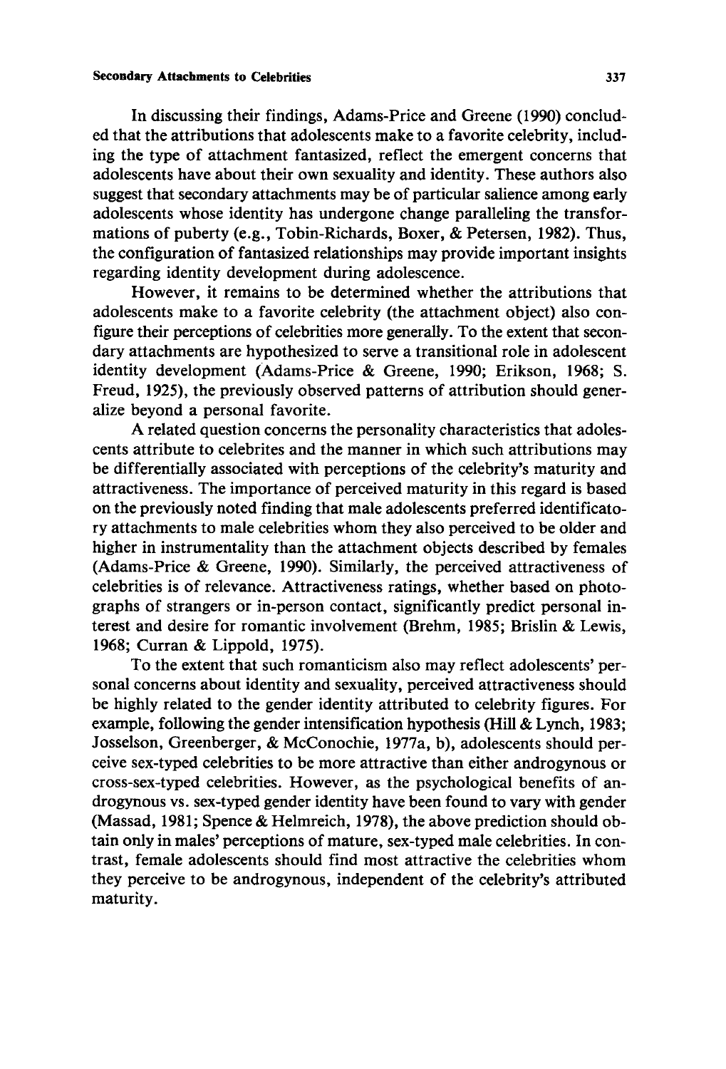In discussing their findings, Adams-Price and Greene (1990) concluded that the attributions that adolescents make to a favorite celebrity, including the type of attachment fantasized, reflect the emergent concerns that adolescents have about their own sexuality and identity. These authors also suggest that secondary attachments may be of particular salience among early adolescents whose identity has undergone change paralleling the transformations of puberty (e.g., Tobin-Richards, Boxer, & Petersen, 1982). Thus, the configuration of fantasized relationships may provide important insights regarding identity development during adolescence.

However, it remains to be determined whether the attributions that adolescents make to a favorite celebrity (the attachment object) also configure their perceptions of celebrities more generally. To the extent that secondary attachments are hypothesized to serve a transitional role in adolescent identity development (Adams-Price & Greene, 1990; Erikson, 1968; S. Freud, 1925), the previously observed patterns of attribution should generalize beyond a personal favorite.

A related question concerns the personality characteristics that adolescents attribute to celebrites and the manner in which such attributions may be differentially associated with perceptions of the celebrity's maturity and attractiveness. The importance of perceived maturity in this regard is based on the previously noted finding that male adolescents preferred identificatory attachments to male celebrities whom they also perceived to be older and higher in instrumentality than the attachment objects described by females (Adams-Price & Greene, 1990). Similarly, the perceived attractiveness of celebrities is of relevance. Attractiveness ratings, whether based on photographs of strangers or in-person contact, significantly predict personal interest and desire for romantic involvement (Brehm, 1985; Brislin & Lewis, 1968; Curran & Lippold, 1975).

To the extent that such romanticism also may reflect adolescents' personal concerns about identity and sexuality, perceived attractiveness should be highly related to the gender identity attributed to celebrity figures. For example, following the gender intensification hypothesis (Hill & Lynch, 1983; Josselson, Greenberger, & McConochie, 1977a, b), adolescents should perceive sex-typed celebrities to be more attractive than either androgynous or cross-sex-typed celebrities. However, as the psychological benefits of androgynous vs. sex-typed gender identity have been found to vary with gender (Massad, 1981; Spence & Helmreich, 1978), the above prediction should obtain only in males' perceptions of mature, sex-typed male celebrities. In contrast, female adolescents should find most attractive the celebrities whom they perceive to be androgynous, independent of the celebrity's attributed maturity.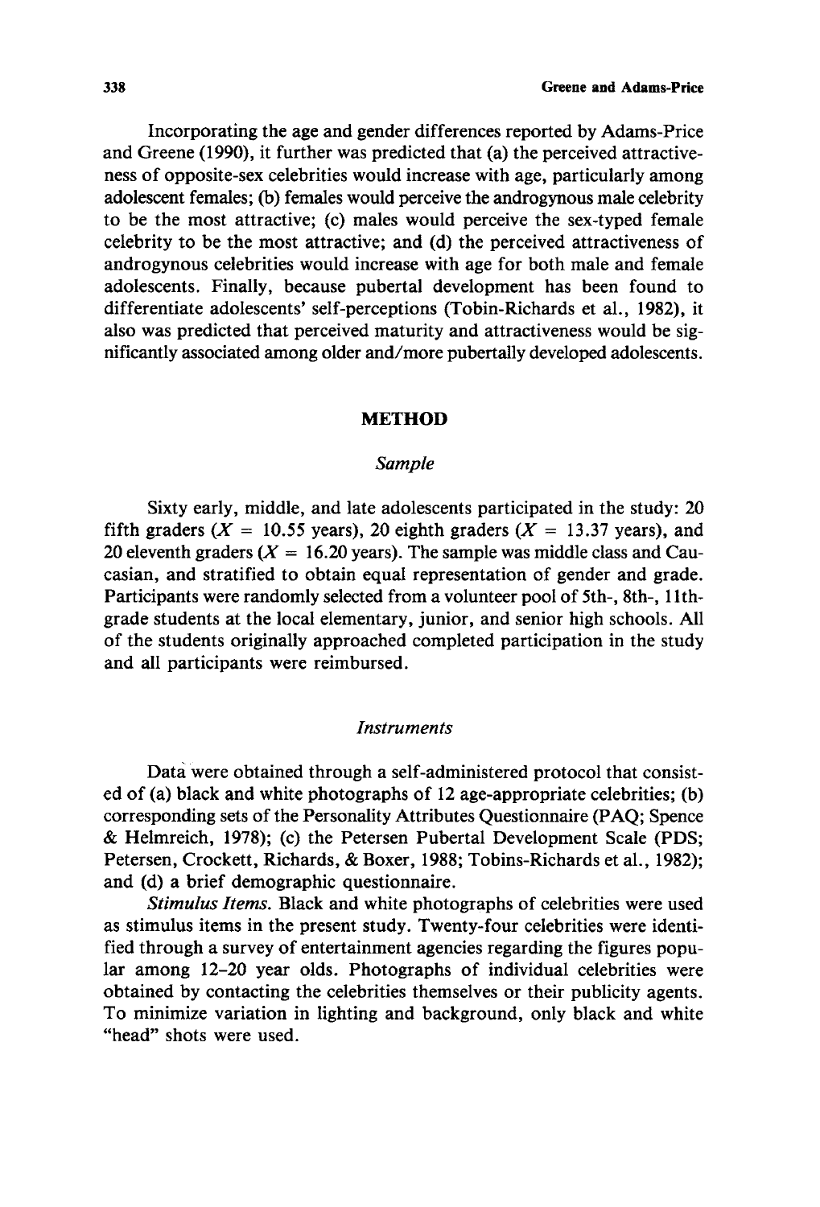Incorporating the age and gender differences reported by Adams-Price and Greene (1990), it further was predicted that (a) the perceived attractiveness of opposite-sex celebrities would increase with age, particularly among adolescent females; (b) females would perceive the androgynous male celebrity to be the most attractive; (c) males would perceive the sex-typed female celebrity to be the most attractive; and (d) the perceived attractiveness of androgynous celebrities would increase with age for both male and female adolescents. Finally, because pubertal development has been found to differentiate adolescents' self-perceptions (Tobin-Richards et al., 1982), it also was predicted that perceived maturity and attractiveness would be significantly associated among older and/more pubertally developed adolescents.

## METHOD

### *Sample*

Sixty early, middle, and late adolescents participated in the study: 20 fifth graders ($X = 10.55$ years), 20 eighth graders ($X = 13.37$ years), and 20 eleventh graders ($X = 16.20$ years). The sample was middle class and Caucasian, and stratified to obtain equal representation of gender and grade. Participants were randomly selected from a volunteer pool of 5th-, 8th-, 11th-grade students at the local elementary, junior, and senior high schools. All of the students originally approached completed participation in the study and all participants were reimbursed.

### *Instruments*

Data were obtained through a self-administered protocol that consisted of (a) black and white photographs of 12 age-appropriate celebrities; (b) corresponding sets of the Personality Attributes Questionnaire (PAQ; Spence & Helmreich, 1978); (c) the Petersen Pubertal Development Scale (PDS; Petersen, Crockett, Richards, & Boxer, 1988; Tobins-Richards et al., 1982); and (d) a brief demographic questionnaire.

*Stimulus Items.* Black and white photographs of celebrities were used as stimulus items in the present study. Twenty-four celebrities were identified through a survey of entertainment agencies regarding the figures popular among 12–20 year olds. Photographs of individual celebrities were obtained by contacting the celebrities themselves or their publicity agents. To minimize variation in lighting and background, only black and white "head" shots were used.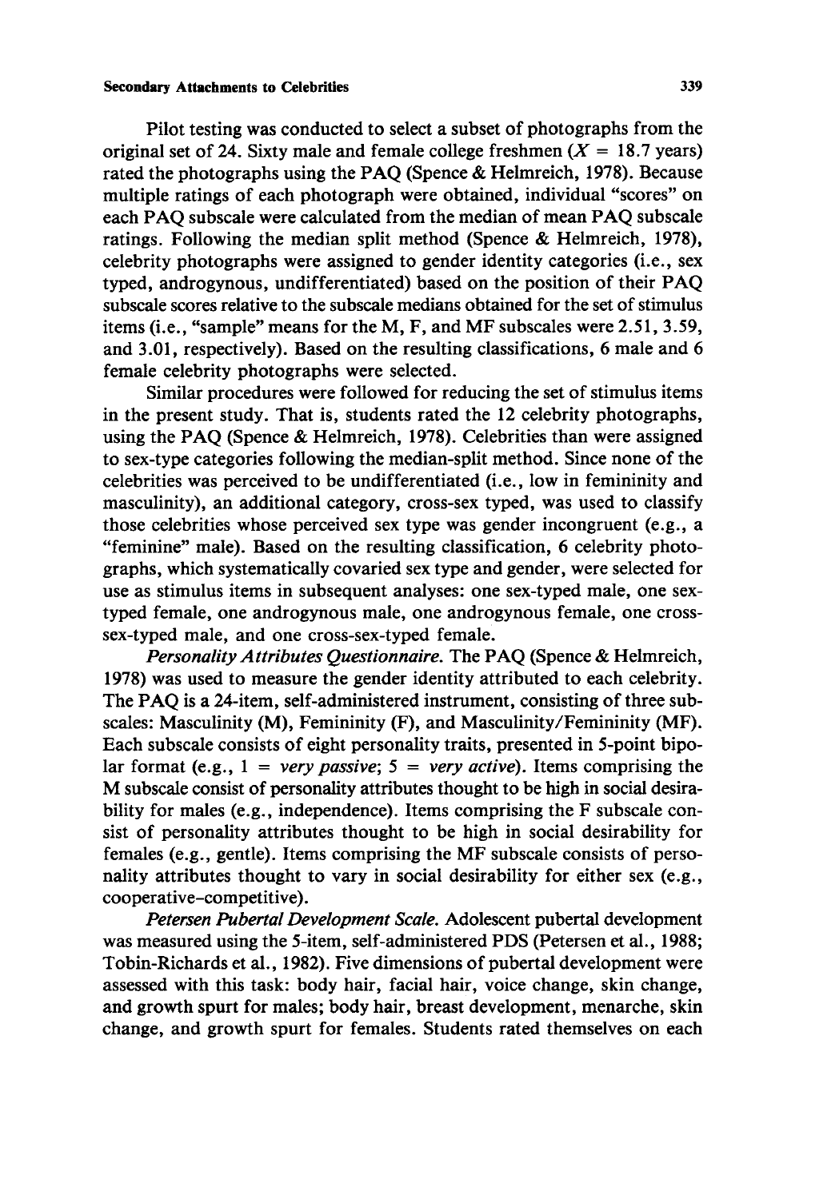Pilot testing was conducted to select a subset of photographs from the original set of 24. Sixty male and female college freshmen ($X = 18.7$ years) rated the photographs using the PAQ (Spence & Helmreich, 1978). Because multiple ratings of each photograph were obtained, individual "scores" on each PAQ subscale were calculated from the median of mean PAQ subscale ratings. Following the median split method (Spence & Helmreich, 1978), celebrity photographs were assigned to gender identity categories (i.e., sex typed, androgynous, undifferentiated) based on the position of their PAQ subscale scores relative to the subscale medians obtained for the set of stimulus items (i.e., "sample" means for the M, F, and MF subscales were 2.51, 3.59, and 3.01, respectively). Based on the resulting classifications, 6 male and 6 female celebrity photographs were selected.

Similar procedures were followed for reducing the set of stimulus items in the present study. That is, students rated the 12 celebrity photographs, using the PAQ (Spence & Helmreich, 1978). Celebrities than were assigned to sex-type categories following the median-split method. Since none of the celebrities was perceived to be undifferentiated (i.e., low in femininity and masculinity), an additional category, cross-sex typed, was used to classify those celebrities whose perceived sex type was gender incongruent (e.g., a "feminine" male). Based on the resulting classification, 6 celebrity photographs, which systematically covaried sex type and gender, were selected for use as stimulus items in subsequent analyses: one sex-typed male, one sex-typed female, one androgynous male, one androgynous female, one cross-sex-typed male, and one cross-sex-typed female.

*Personality Attributes Questionnaire.* The PAQ (Spence & Helmreich, 1978) was used to measure the gender identity attributed to each celebrity. The PAQ is a 24-item, self-administered instrument, consisting of three subscales: Masculinity (M), Femininity (F), and Masculinity/Femininity (MF). Each subscale consists of eight personality traits, presented in 5-point bipolar format (e.g., 1 = *very passive*; 5 = *very active*). Items comprising the M subscale consist of personality attributes thought to be high in social desirability for males (e.g., independence). Items comprising the F subscale consist of personality attributes thought to be high in social desirability for females (e.g., gentle). Items comprising the MF subscale consists of personality attributes thought to vary in social desirability for either sex (e.g., cooperative–competitive).

*Petersen Pubertal Development Scale.* Adolescent pubertal development was measured using the 5-item, self-administered PDS (Petersen et al., 1988; Tobin-Richards et al., 1982). Five dimensions of pubertal development were assessed with this task: body hair, facial hair, voice change, skin change, and growth spurt for males; body hair, breast development, menarche, skin change, and growth spurt for females. Students rated themselves on each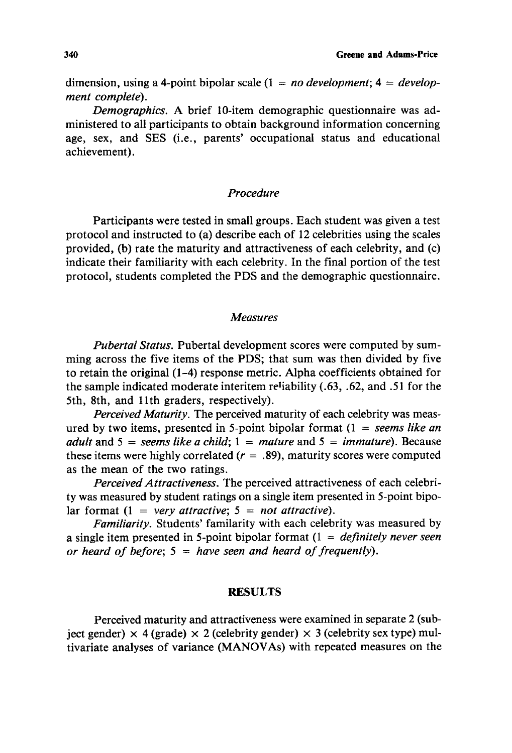dimension, using a 4-point bipolar scale (1 = *no development*; 4 = *development complete*).

*Demographics*. A brief 10-item demographic questionnaire was administered to all participants to obtain background information concerning age, sex, and SES (i.e., parents' occupational status and educational achievement).

### *Procedure*

Participants were tested in small groups. Each student was given a test protocol and instructed to (a) describe each of 12 celebrities using the scales provided, (b) rate the maturity and attractiveness of each celebrity, and (c) indicate their familiarity with each celebrity. In the final portion of the test protocol, students completed the PDS and the demographic questionnaire.

### *Measures*

*Pubertal Status*. Pubertal development scores were computed by summing across the five items of the PDS; that sum was then divided by five to retain the original (1–4) response metric. Alpha coefficients obtained for the sample indicated moderate interitem reliability (.63, .62, and .51 for the 5th, 8th, and 11th graders, respectively).

*Perceived Maturity*. The perceived maturity of each celebrity was measured by two items, presented in 5-point bipolar format (1 = *seems like an adult* and 5 = *seems like a child*; 1 = *mature* and 5 = *immature*). Because these items were highly correlated ($r$ = .89), maturity scores were computed as the mean of the two ratings.

*Perceived Attractiveness*. The perceived attractiveness of each celebrity was measured by student ratings on a single item presented in 5-point bipolar format (1 = *very attractive*; 5 = *not attractive*).

*Familiarity*. Students' familarity with each celebrity was measured by a single item presented in 5-point bipolar format (1 = *definitely never seen or heard of before*; 5 = *have seen and heard of frequently*).

## RESULTS

Perceived maturity and attractiveness were examined in separate 2 (subject gender) × 4 (grade) × 2 (celebrity gender) × 3 (celebrity sex type) multivariate analyses of variance (MANOVAs) with repeated measures on the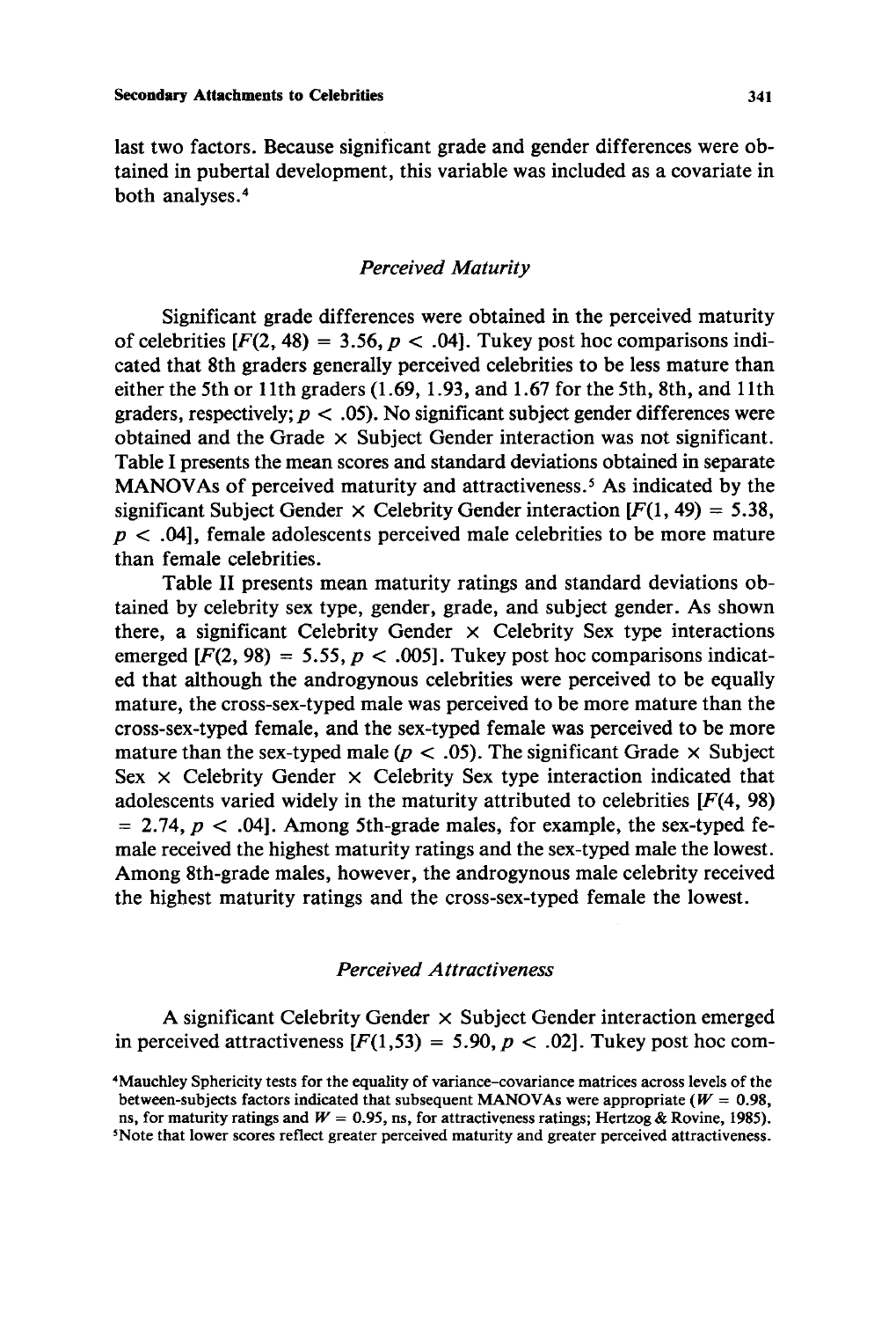last two factors. Because significant grade and gender differences were obtained in pubertal development, this variable was included as a covariate in both analyses.[4]

### *Perceived Maturity*

Significant grade differences were obtained in the perceived maturity of celebrities [$F(2, 48) = 3.56, p < .04$]. Tukey post hoc comparisons indicated that 8th graders generally perceived celebrities to be less mature than either the 5th or 11th graders (1.69, 1.93, and 1.67 for the 5th, 8th, and 11th graders, respectively; $p < .05$). No significant subject gender differences were obtained and the Grade × Subject Gender interaction was not significant. Table I presents the mean scores and standard deviations obtained in separate MANOVAs of perceived maturity and attractiveness.[5] As indicated by the significant Subject Gender × Celebrity Gender interaction [$F(1, 49) = 5.38$, $p < .04$], female adolescents perceived male celebrities to be more mature than female celebrities.

Table II presents mean maturity ratings and standard deviations obtained by celebrity sex type, gender, grade, and subject gender. As shown there, a significant Celebrity Gender × Celebrity Sex type interactions emerged [$F(2, 98) = 5.55, p < .005$]. Tukey post hoc comparisons indicated that although the androgynous celebrities were perceived to be equally mature, the cross-sex-typed male was perceived to be more mature than the cross-sex-typed female, and the sex-typed female was perceived to be more mature than the sex-typed male ($p < .05$). The significant Grade × Subject Sex × Celebrity Gender × Celebrity Sex type interaction indicated that adolescents varied widely in the maturity attributed to celebrities [$F(4, 98) = 2.74, p < .04$]. Among 5th-grade males, for example, the sex-typed female received the highest maturity ratings and the sex-typed male the lowest. Among 8th-grade males, however, the androgynous male celebrity received the highest maturity ratings and the cross-sex-typed female the lowest.

### *Perceived Attractiveness*

A significant Celebrity Gender × Subject Gender interaction emerged in perceived attractiveness [$F(1,53) = 5.90, p < .02$]. Tukey post hoc com-

[4] Mauchley Sphericity tests for the equality of variance–covariance matrices across levels of the between-subjects factors indicated that subsequent MANOVAs were appropriate ($W = 0.98$, ns, for maturity ratings and $W = 0.95$, ns, for attractiveness ratings; Hertzog & Rovine, 1985).

[5] Note that lower scores reflect greater perceived maturity and greater perceived attractiveness.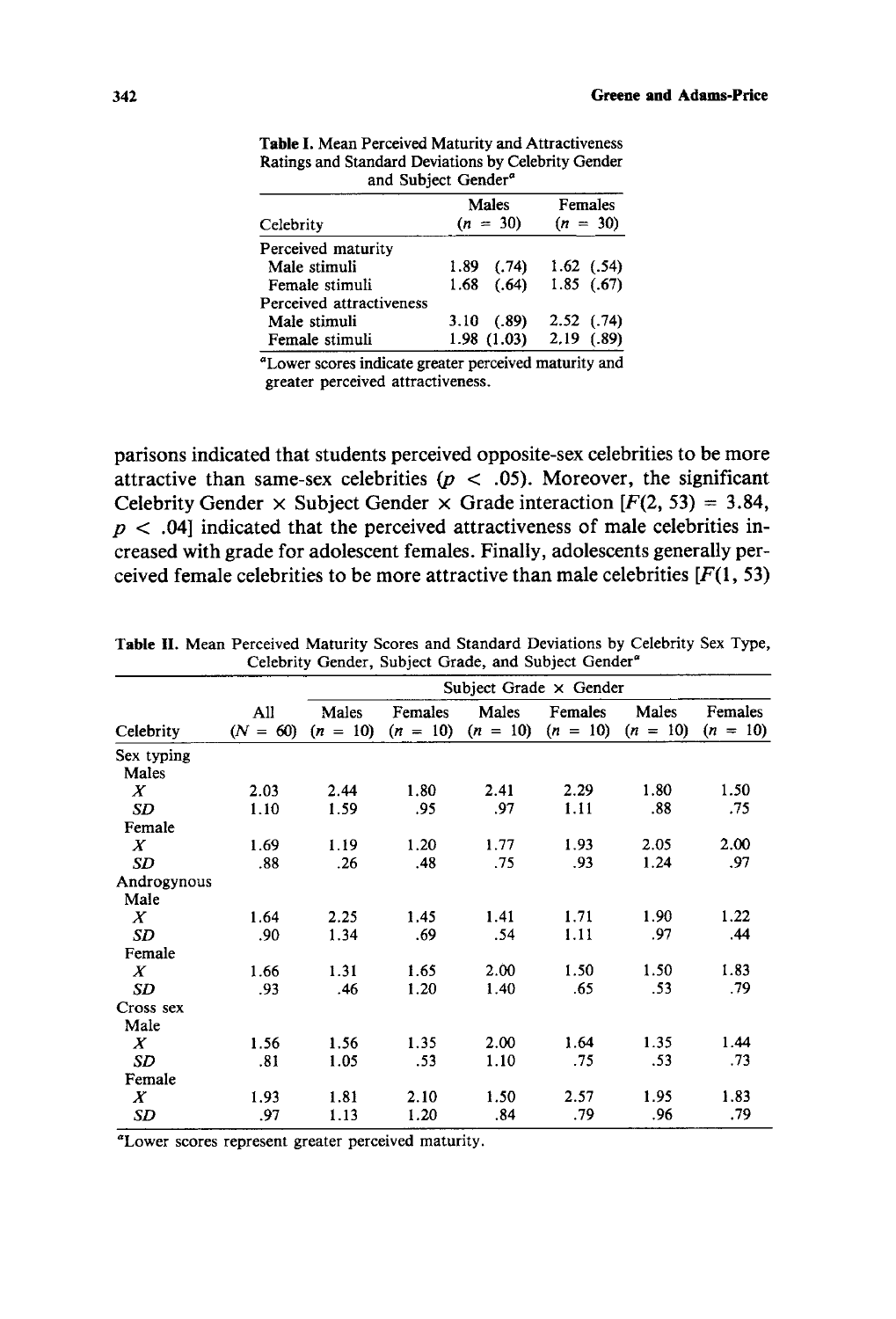**Table I.** Mean Perceived Maturity and Attractiveness Ratings and Standard Deviations by Celebrity Gender and Subject Gender[a]

| Celebrity | Males ($n$ = 30) | Females ($n$ = 30) |
|---|---|---|
| Perceived maturity | | |
| Male stimuli | 1.89 (.74) | 1.62 (.54) |
| Female stimuli | 1.68 (.64) | 1.85 (.67) |
| Perceived attractiveness | | |
| Male stimuli | 3.10 (.89) | 2.52 (.74) |
| Female stimuli | 1.98 (1.03) | 2.19 (.89) |

[a]Lower scores indicate greater perceived maturity and greater perceived attractiveness.

parisons indicated that students perceived opposite-sex celebrities to be more attractive than same-sex celebrities ($p < .05$). Moreover, the significant Celebrity Gender × Subject Gender × Grade interaction [$F(2, 53) = 3.84$, $p < .04$] indicated that the perceived attractiveness of male celebrities increased with grade for adolescent females. Finally, adolescents generally perceived female celebrities to be more attractive than male celebrities [$F(1, 53)$

**Table II.** Mean Perceived Maturity Scores and Standard Deviations by Celebrity Sex Type, Celebrity Gender, Subject Grade, and Subject Gender[a]

| | | Subject Grade × Gender | | | | | |
|---|---|---|---|---|---|---|---|
| Celebrity | All ($N$ = 60) | Males ($n$ = 10) | Females ($n$ = 10) | Males ($n$ = 10) | Females ($n$ = 10) | Males ($n$ = 10) | Females ($n$ = 10) |
| Sex typing | | | | | | | |
| Males | | | | | | | |
| $X$ | 2.03 | 2.44 | 1.80 | 2.41 | 2.29 | 1.80 | 1.50 |
| $SD$ | 1.10 | 1.59 | .95 | .97 | 1.11 | .88 | .75 |
| Female | | | | | | | |
| $X$ | 1.69 | 1.19 | 1.20 | 1.77 | 1.93 | 2.05 | 2.00 |
| $SD$ | .88 | .26 | .48 | .75 | .93 | 1.24 | .97 |
| Androgynous | | | | | | | |
| Male | | | | | | | |
| $X$ | 1.64 | 2.25 | 1.45 | 1.41 | 1.71 | 1.90 | 1.22 |
| $SD$ | .90 | 1.34 | .69 | .54 | 1.11 | .97 | .44 |
| Female | | | | | | | |
| $X$ | 1.66 | 1.31 | 1.65 | 2.00 | 1.50 | 1.50 | 1.83 |
| $SD$ | .93 | .46 | 1.20 | 1.40 | .65 | .53 | .79 |
| Cross sex | | | | | | | |
| Male | | | | | | | |
| $X$ | 1.56 | 1.56 | 1.35 | 2.00 | 1.64 | 1.35 | 1.44 |
| $SD$ | .81 | 1.05 | .53 | 1.10 | .75 | .53 | .73 |
| Female | | | | | | | |
| $X$ | 1.93 | 1.81 | 2.10 | 1.50 | 2.57 | 1.95 | 1.83 |
| $SD$ | .97 | 1.13 | 1.20 | .84 | .79 | .96 | .79 |

[a]Lower scores represent greater perceived maturity.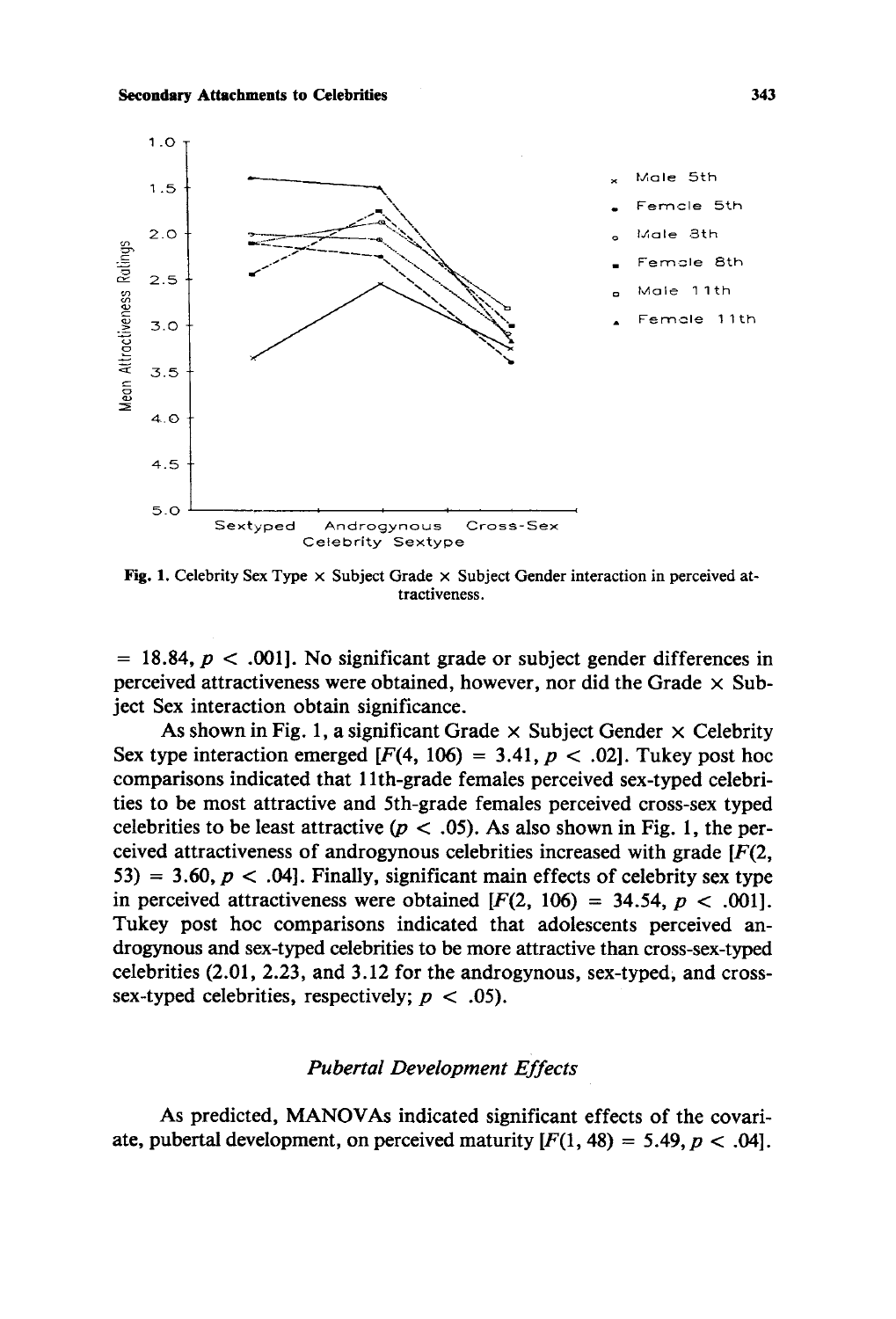Fig. 1. Celebrity Sex Type × Subject Grade × Subject Gender interaction in perceived attractiveness.

$= 18.84, p < .001$]. No significant grade or subject gender differences in perceived attractiveness were obtained, however, nor did the Grade × Subject Sex interaction obtain significance.

As shown in Fig. 1, a significant Grade × Subject Gender × Celebrity Sex type interaction emerged [$F(4, 106) = 3.41, p < .02$]. Tukey post hoc comparisons indicated that 11th-grade females perceived sex-typed celebrities to be most attractive and 5th-grade females perceived cross-sex typed celebrities to be least attractive ($p < .05$). As also shown in Fig. 1, the perceived attractiveness of androgynous celebrities increased with grade [$F(2, 53) = 3.60, p < .04$]. Finally, significant main effects of celebrity sex type in perceived attractiveness were obtained [$F(2, 106) = 34.54, p < .001$]. Tukey post hoc comparisons indicated that adolescents perceived androgynous and sex-typed celebrities to be more attractive than cross-sex-typed celebrities (2.01, 2.23, and 3.12 for the androgynous, sex-typed, and cross-sex-typed celebrities, respectively; $p < .05$).

### *Pubertal Development Effects*

As predicted, MANOVAs indicated significant effects of the covariate, pubertal development, on perceived maturity [$F(1, 48) = 5.49, p < .04$].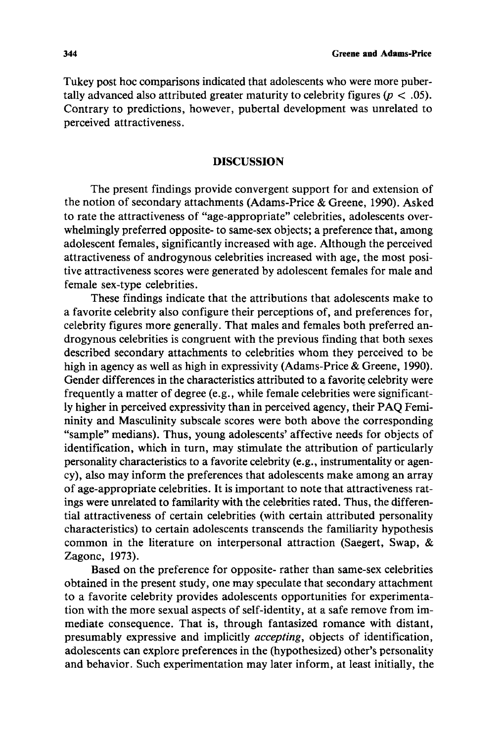Tukey post hoc comparisons indicated that adolescents who were more pubertally advanced also attributed greater maturity to celebrity figures ($p < .05$). Contrary to predictions, however, pubertal development was unrelated to perceived attractiveness.

## DISCUSSION

The present findings provide convergent support for and extension of the notion of secondary attachments (Adams-Price & Greene, 1990). Asked to rate the attractiveness of "age-appropriate" celebrities, adolescents overwhelmingly preferred opposite- to same-sex objects; a preference that, among adolescent females, significantly increased with age. Although the perceived attractiveness of androgynous celebrities increased with age, the most positive attractiveness scores were generated by adolescent females for male and female sex-type celebrities.

These findings indicate that the attributions that adolescents make to a favorite celebrity also configure their perceptions of, and preferences for, celebrity figures more generally. That males and females both preferred androgynous celebrities is congruent with the previous finding that both sexes described secondary attachments to celebrities whom they perceived to be high in agency as well as high in expressivity (Adams-Price & Greene, 1990). Gender differences in the characteristics attributed to a favorite celebrity were frequently a matter of degree (e.g., while female celebrities were significantly higher in perceived expressivity than in perceived agency, their PAQ Femininity and Masculinity subscale scores were both above the corresponding "sample" medians). Thus, young adolescents' affective needs for objects of identification, which in turn, may stimulate the attribution of particularly personality characteristics to a favorite celebrity (e.g., instrumentality or agency), also may inform the preferences that adolescents make among an array of age-appropriate celebrities. It is important to note that attractiveness ratings were unrelated to familarity with the celebrities rated. Thus, the differential attractiveness of certain celebrities (with certain attributed personality characteristics) to certain adolescents transcends the familiarity hypothesis common in the literature on interpersonal attraction (Saegert, Swap, & Zagonc, 1973).

Based on the preference for opposite- rather than same-sex celebrities obtained in the present study, one may speculate that secondary attachment to a favorite celebrity provides adolescents opportunities for experimentation with the more sexual aspects of self-identity, at a safe remove from immediate consequence. That is, through fantasized romance with distant, presumably expressive and implicitly *accepting*, objects of identification, adolescents can explore preferences in the (hypothesized) other's personality and behavior. Such experimentation may later inform, at least initially, the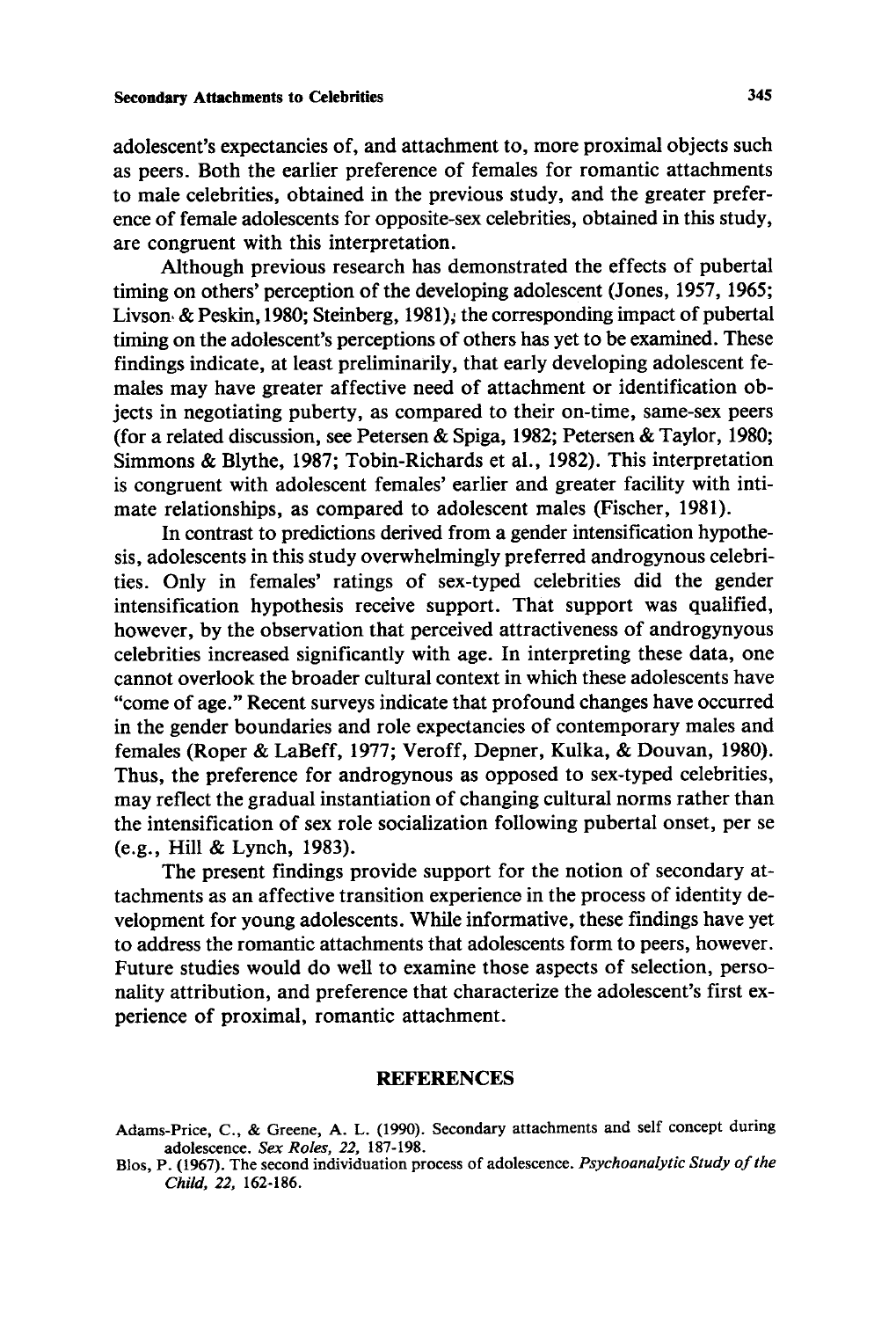adolescent's expectancies of, and attachment to, more proximal objects such as peers. Both the earlier preference of females for romantic attachments to male celebrities, obtained in the previous study, and the greater preference of female adolescents for opposite-sex celebrities, obtained in this study, are congruent with this interpretation.

Although previous research has demonstrated the effects of pubertal timing on others' perception of the developing adolescent (Jones, 1957, 1965; Livson & Peskin, 1980; Steinberg, 1981), the corresponding impact of pubertal timing on the adolescent's perceptions of others has yet to be examined. These findings indicate, at least preliminarily, that early developing adolescent females may have greater affective need of attachment or identification objects in negotiating puberty, as compared to their on-time, same-sex peers (for a related discussion, see Petersen & Spiga, 1982; Petersen & Taylor, 1980; Simmons & Blythe, 1987; Tobin-Richards et al., 1982). This interpretation is congruent with adolescent females' earlier and greater facility with intimate relationships, as compared to adolescent males (Fischer, 1981).

In contrast to predictions derived from a gender intensification hypothesis, adolescents in this study overwhelmingly preferred androgynous celebrities. Only in females' ratings of sex-typed celebrities did the gender intensification hypothesis receive support. That support was qualified, however, by the observation that perceived attractiveness of androgynyous celebrities increased significantly with age. In interpreting these data, one cannot overlook the broader cultural context in which these adolescents have "come of age." Recent surveys indicate that profound changes have occurred in the gender boundaries and role expectancies of contemporary males and females (Roper & LaBeff, 1977; Veroff, Depner, Kulka, & Douvan, 1980). Thus, the preference for androgynous as opposed to sex-typed celebrities, may reflect the gradual instantiation of changing cultural norms rather than the intensification of sex role socialization following pubertal onset, per se (e.g., Hill & Lynch, 1983).

The present findings provide support for the notion of secondary attachments as an affective transition experience in the process of identity development for young adolescents. While informative, these findings have yet to address the romantic attachments that adolescents form to peers, however. Future studies would do well to examine those aspects of selection, personality attribution, and preference that characterize the adolescent's first experience of proximal, romantic attachment.

## REFERENCES

Adams-Price, C., & Greene, A. L. (1990). Secondary attachments and self concept during adolescence. *Sex Roles, 22,* 187-198.

Blos, P. (1967). The second individuation process of adolescence. *Psychoanalytic Study of the Child, 22,* 162-186.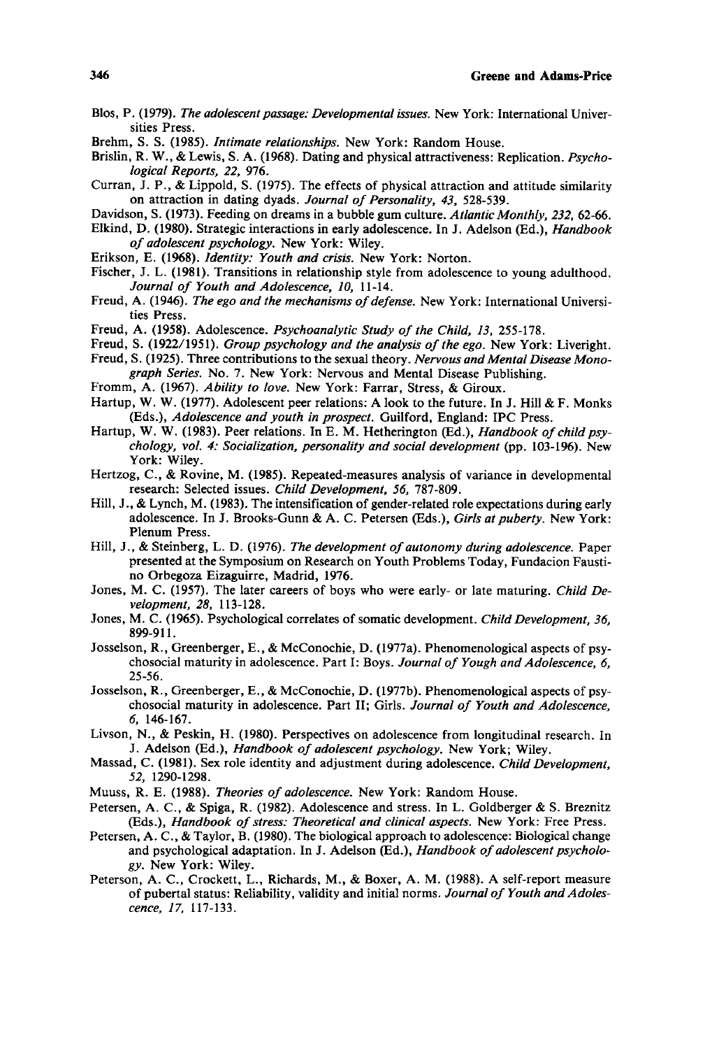Blos, P. (1979). *The adolescent passage: Developmental issues.* New York: International Universities Press.

Brehm, S. S. (1985). *Intimate relationships.* New York: Random House.

Brislin, R. W., & Lewis, S. A. (1968). Dating and physical attractiveness: Replication. *Psychological Reports, 22,* 976.

Curran, J. P., & Lippold, S. (1975). The effects of physical attraction and attitude similarity on attraction in dating dyads. *Journal of Personality, 43,* 528-539.

Davidson, S. (1973). Feeding on dreams in a bubble gum culture. *Atlantic Monthly, 232,* 62-66.

Elkind, D. (1980). Strategic interactions in early adolescence. In J. Adelson (Ed.), *Handbook of adolescent psychology.* New York: Wiley.

Erikson, E. (1968). *Identity: Youth and crisis.* New York: Norton.

Fischer, J. L. (1981). Transitions in relationship style from adolescence to young adulthood. *Journal of Youth and Adolescence, 10,* 11-14.

Freud, A. (1946). *The ego and the mechanisms of defense.* New York: International Universities Press.

Freud, A. (1958). Adolescence. *Psychoanalytic Study of the Child, 13,* 255-178.

Freud, S. (1922/1951). *Group psychology and the analysis of the ego.* New York: Liveright.

Freud, S. (1925). Three contributions to the sexual theory. *Nervous and Mental Disease Monograph Series.* No. 7. New York: Nervous and Mental Disease Publishing.

Fromm, A. (1967). *Ability to love.* New York: Farrar, Stress, & Giroux.

Hartup, W. W. (1977). Adolescent peer relations: A look to the future. In J. Hill & F. Monks (Eds.), *Adolescence and youth in prospect.* Guilford, England: IPC Press.

Hartup, W. W. (1983). Peer relations. In E. M. Hetherington (Ed.), *Handbook of child psychology, vol. 4: Socialization, personality and social development* (pp. 103-196). New York: Wiley.

Hertzog, C., & Rovine, M. (1985). Repeated-measures analysis of variance in developmental research: Selected issues. *Child Development, 56,* 787-809.

Hill, J., & Lynch, M. (1983). The intensification of gender-related role expectations during early adolescence. In J. Brooks-Gunn & A. C. Petersen (Eds.), *Girls at puberty.* New York: Plenum Press.

Hill, J., & Steinberg, L. D. (1976). *The development of autonomy during adolescence.* Paper presented at the Symposium on Research on Youth Problems Today, Fundacion Faustino Orbegoza Eizaguirre, Madrid, 1976.

Jones, M. C. (1957). The later careers of boys who were early- or late maturing. *Child Development, 28,* 113-128.

Jones, M. C. (1965). Psychological correlates of somatic development. *Child Development, 36,* 899-911.

Josselson, R., Greenberger, E., & McConochie, D. (1977a). Phenomenological aspects of psychosocial maturity in adolescence. Part I: Boys. *Journal of Yough and Adolescence, 6,* 25-56.

Josselson, R., Greenberger, E., & McConochie, D. (1977b). Phenomenological aspects of psychosocial maturity in adolescence. Part II; Girls. *Journal of Youth and Adolescence, 6,* 146-167.

Livson, N., & Peskin, H. (1980). Perspectives on adolescence from longitudinal research. In J. Adelson (Ed.), *Handbook of adolescent psychology.* New York; Wiley.

Massad, C. (1981). Sex role identity and adjustment during adolescence. *Child Development, 52,* 1290-1298.

Muuss, R. E. (1988). *Theories of adolescence.* New York: Random House.

Petersen, A. C., & Spiga, R. (1982). Adolescence and stress. In L. Goldberger & S. Breznitz (Eds.), *Handbook of stress: Theoretical and clinical aspects.* New York: Free Press.

Petersen, A. C., & Taylor, B. (1980). The biological approach to adolescence: Biological change and psychological adaptation. In J. Adelson (Ed.), *Handbook of adolescent psychology.* New York: Wiley.

Peterson, A. C., Crockett, L., Richards, M., & Boxer, A. M. (1988). A self-report measure of pubertal status: Reliability, validity and initial norms. *Journal of Youth and Adolescence, 17,* 117-133.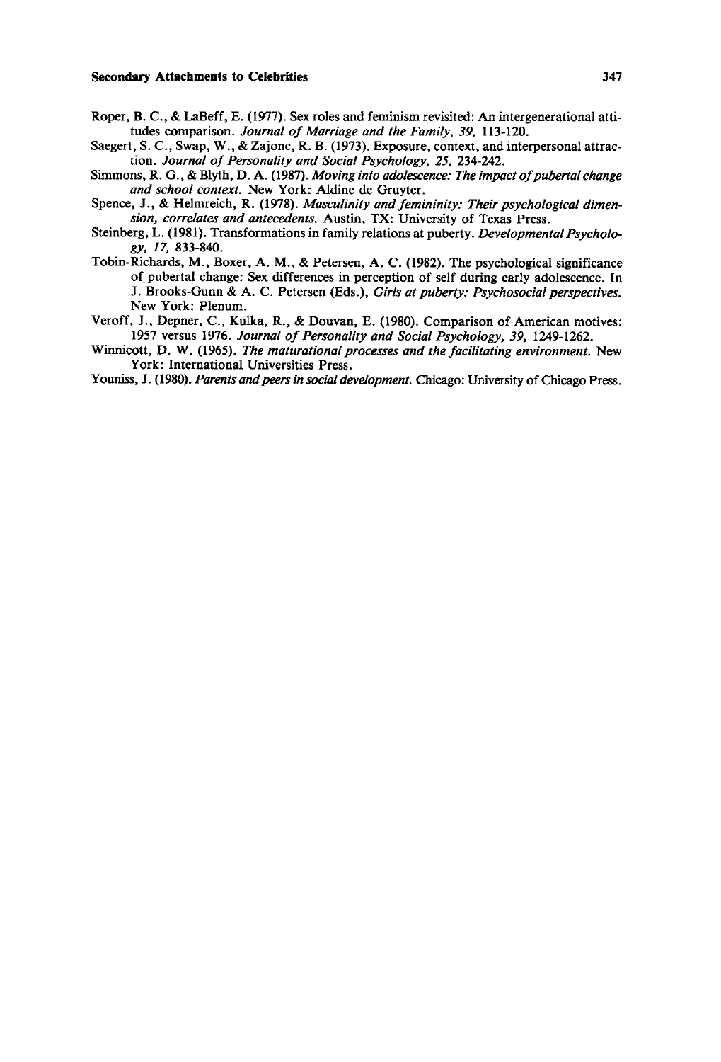Roper, B. C., & LaBeff, E. (1977). Sex roles and feminism revisited: An intergenerational attitudes comparison. *Journal of Marriage and the Family, 39,* 113-120.

Saegert, S. C., Swap, W., & Zajonc, R. B. (1973). Exposure, context, and interpersonal attraction. *Journal of Personality and Social Psychology, 25,* 234-242.

Simmons, R. G., & Blyth, D. A. (1987). *Moving into adolescence: The impact of pubertal change and school context.* New York: Aldine de Gruyter.

Spence, J., & Helmreich, R. (1978). *Masculinity and femininity: Their psychological dimension, correlates and antecedents.* Austin, TX: University of Texas Press.

Steinberg, L. (1981). Transformations in family relations at puberty. *Developmental Psychology, 17,* 833-840.

Tobin-Richards, M., Boxer, A. M., & Petersen, A. C. (1982). The psychological significance of pubertal change: Sex differences in perception of self during early adolescence. In J. Brooks-Gunn & A. C. Petersen (Eds.), *Girls at puberty: Psychosocial perspectives.* New York: Plenum.

Veroff, J., Depner, C., Kulka, R., & Douvan, E. (1980). Comparison of American motives: 1957 versus 1976. *Journal of Personality and Social Psychology, 39,* 1249-1262.

Winnicott, D. W. (1965). *The maturational processes and the facilitating environment.* New York: International Universities Press.

Youniss, J. (1980). *Parents and peers in social development.* Chicago: University of Chicago Press.